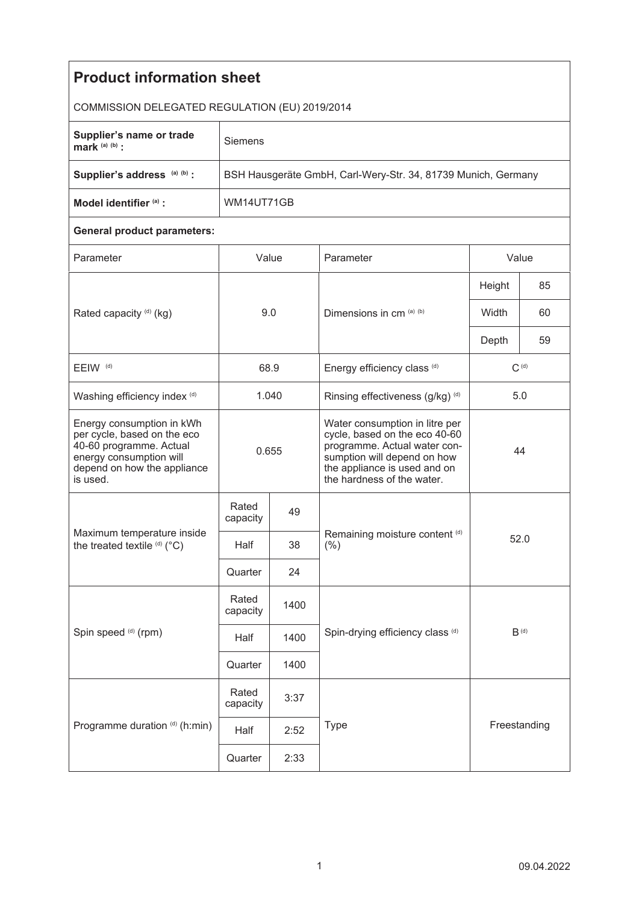# Product information sheet

COMMISSION DELEGATED REGULATION (EU) 2019/2014

| | |
|---|---|
| **Supplier's name or trade mark** [(a) (b)] **:** | Siemens |
| **Supplier's address** [(a) (b)] **:** | BSH Hausgeräte GmbH, Carl-Wery-Str. 34, 81739 Munich, Germany |
| **Model identifier** [(a)] **:** | WM14UT71GB |

**General product parameters:**

| Parameter | Value | | Parameter | Value | |
|---|---|---|---|---|---|
| Rated capacity [(d)] (kg) | 9.0 | | Dimensions in cm [(a) (b)] | Height | 85 |
| | | | | Width | 60 |
| | | | | Depth | 59 |
| EEIW [(d)] | 68.9 | | Energy efficiency class [(d)] | C [(d)] | |
| Washing efficiency index [(d)] | 1.040 | | Rinsing effectiveness (g/kg) [(d)] | 5.0 | |
| Energy consumption in kWh per cycle, based on the eco 40-60 programme. Actual energy consumption will depend on how the appliance is used. | 0.655 | | Water consumption in litre per cycle, based on the eco 40-60 programme. Actual water consumption will depend on how the appliance is used and on the hardness of the water. | 44 | |
| Maximum temperature inside the treated textile [(d)] (°C) | Rated capacity | 49 | Remaining moisture content [(d)] (%) | 52.0 | |
| | Half | 38 | | | |
| | Quarter | 24 | | | |
| Spin speed [(d)] (rpm) | Rated capacity | 1400 | Spin-drying efficiency class [(d)] | B [(d)] | |
| | Half | 1400 | | | |
| | Quarter | 1400 | | | |
| Programme duration [(d)] (h:min) | Rated capacity | 3:37 | Type | Freestanding | |
| | Half | 2:52 | | | |
| | Quarter | 2:33 | | | |

09.04.2022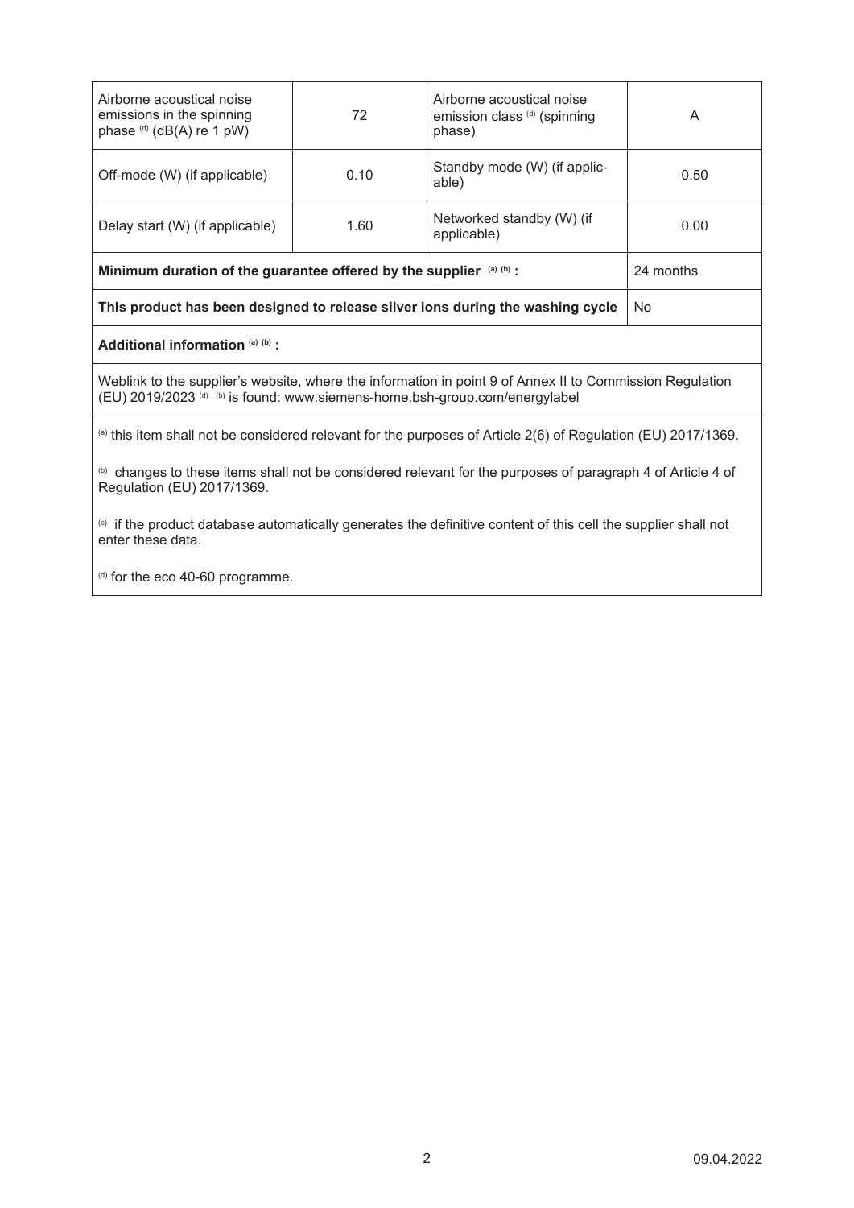| | | | |
|---|---|---|---|
| Airborne acoustical noise emissions in the spinning phase [d] (dB(A) re 1 pW) | 72 | Airborne acoustical noise emission class [d] (spinning phase) | A |
| Off-mode (W) (if applicable) | 0.10 | Standby mode (W) (if applicable) | 0.50 |
| Delay start (W) (if applicable) | 1.60 | Networked standby (W) (if applicable) | 0.00 |
| **Minimum duration of the guarantee offered by the supplier [a] [b] :** | | | 24 months |
| **This product has been designed to release silver ions during the washing cycle** | | | No |
| **Additional information [a] [b] :** | | | |
| Weblink to the supplier's website, where the information in point 9 of Annex II to Commission Regulation (EU) 2019/2023 [d] [b] is found: www.siemens-home.bsh-group.com/energylabel | | | |

[a] this item shall not be considered relevant for the purposes of Article 2(6) of Regulation (EU) 2017/1369.

[b] changes to these items shall not be considered relevant for the purposes of paragraph 4 of Article 4 of Regulation (EU) 2017/1369.

[c] if the product database automatically generates the definitive content of this cell the supplier shall not enter these data.

[d] for the eco 40-60 programme.

09.04.2022